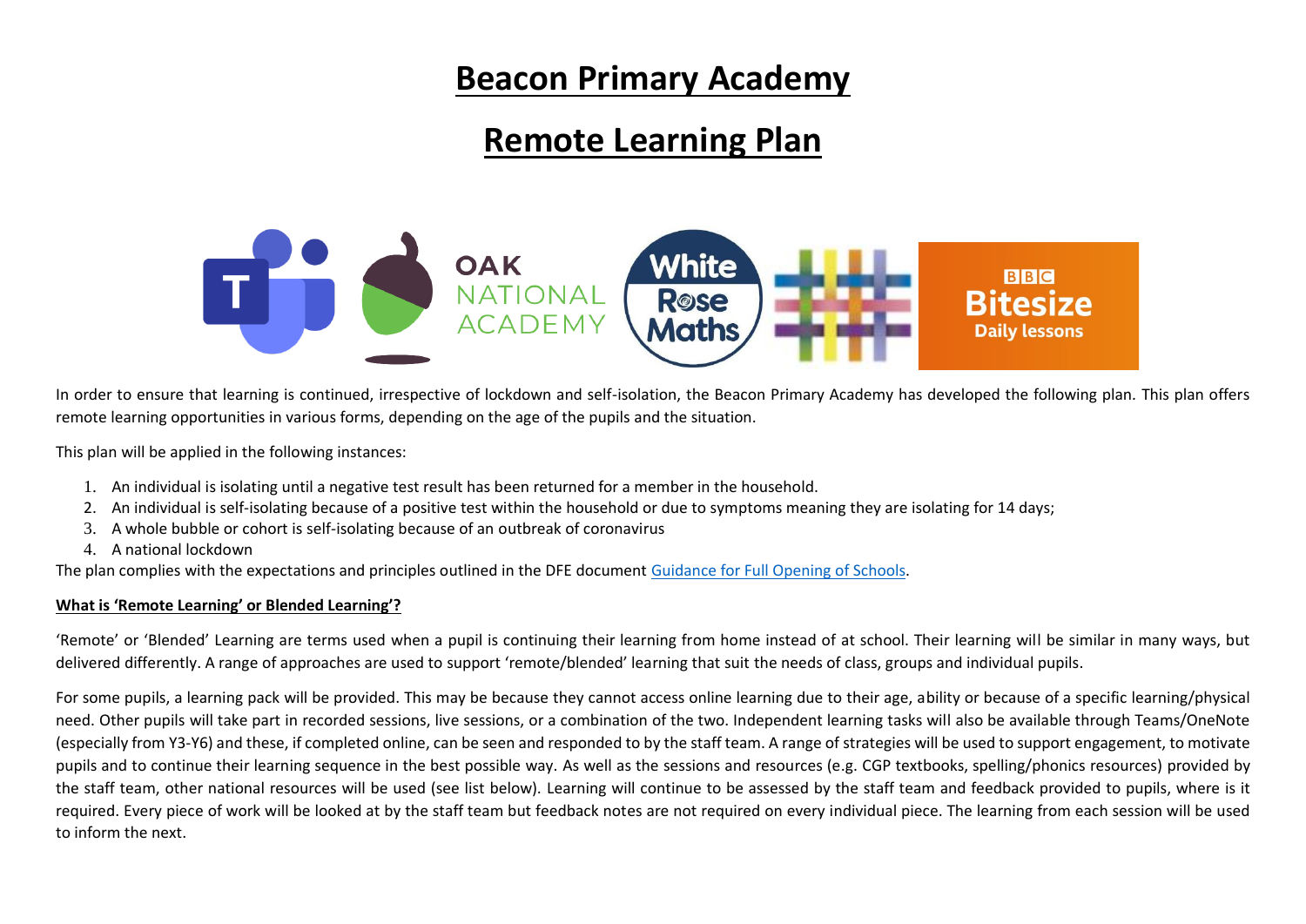# Beacon Primary Academy

# Remote Learning Plan

In order to ensure that learning is continued, irrespective of lockdown and self-isolation, the Beacon Primary Academy has developed the following plan. This plan offers remote learning opportunities in various forms, depending on the age of the pupils and the situation.

This plan will be applied in the following instances:

1. An individual is isolating until a negative test result has been returned for a member in the household.
2. An individual is self-isolating because of a positive test within the household or due to symptoms meaning they are isolating for 14 days;
3. A whole bubble or cohort is self-isolating because of an outbreak of coronavirus
4. A national lockdown

The plan complies with the expectations and principles outlined in the DFE document [Guidance for Full Opening of Schools](#).

**What is 'Remote Learning' or Blended Learning'?**

'Remote' or 'Blended' Learning are terms used when a pupil is continuing their learning from home instead of at school. Their learning will be similar in many ways, but delivered differently. A range of approaches are used to support 'remote/blended' learning that suit the needs of class, groups and individual pupils.

For some pupils, a learning pack will be provided. This may be because they cannot access online learning due to their age, ability or because of a specific learning/physical need. Other pupils will take part in recorded sessions, live sessions, or a combination of the two. Independent learning tasks will also be available through Teams/OneNote (especially from Y3-Y6) and these, if completed online, can be seen and responded to by the staff team. A range of strategies will be used to support engagement, to motivate pupils and to continue their learning sequence in the best possible way. As well as the sessions and resources (e.g. CGP textbooks, spelling/phonics resources) provided by the staff team, other national resources will be used (see list below). Learning will continue to be assessed by the staff team and feedback provided to pupils, where is it required. Every piece of work will be looked at by the staff team but feedback notes are not required on every individual piece. The learning from each session will be used to inform the next.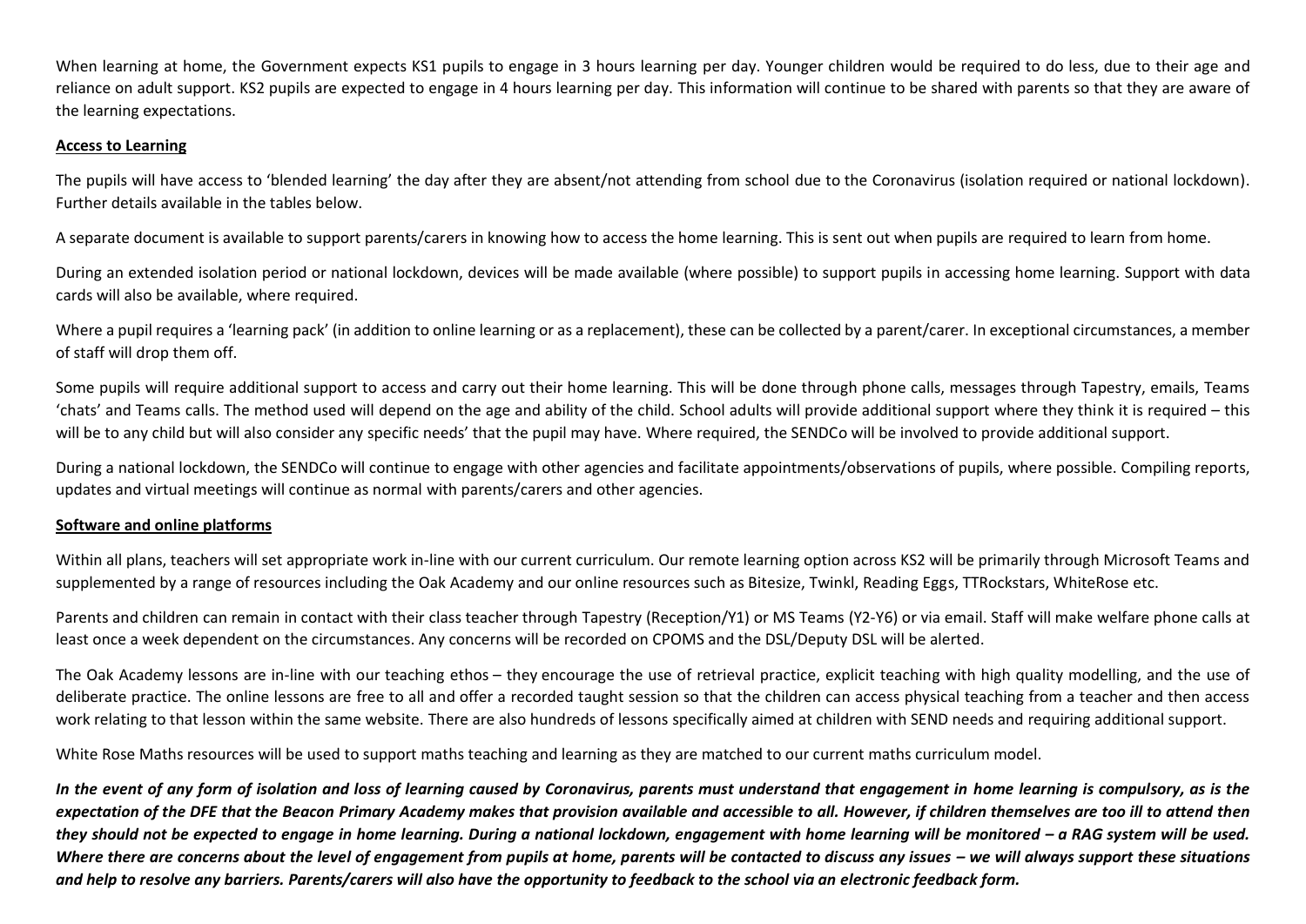When learning at home, the Government expects KS1 pupils to engage in 3 hours learning per day. Younger children would be required to do less, due to their age and reliance on adult support. KS2 pupils are expected to engage in 4 hours learning per day. This information will continue to be shared with parents so that they are aware of the learning expectations.

**Access to Learning**

The pupils will have access to 'blended learning' the day after they are absent/not attending from school due to the Coronavirus (isolation required or national lockdown). Further details available in the tables below.

A separate document is available to support parents/carers in knowing how to access the home learning. This is sent out when pupils are required to learn from home.

During an extended isolation period or national lockdown, devices will be made available (where possible) to support pupils in accessing home learning. Support with data cards will also be available, where required.

Where a pupil requires a 'learning pack' (in addition to online learning or as a replacement), these can be collected by a parent/carer. In exceptional circumstances, a member of staff will drop them off.

Some pupils will require additional support to access and carry out their home learning. This will be done through phone calls, messages through Tapestry, emails, Teams 'chats' and Teams calls. The method used will depend on the age and ability of the child. School adults will provide additional support where they think it is required – this will be to any child but will also consider any specific needs' that the pupil may have. Where required, the SENDCo will be involved to provide additional support.

During a national lockdown, the SENDCo will continue to engage with other agencies and facilitate appointments/observations of pupils, where possible. Compiling reports, updates and virtual meetings will continue as normal with parents/carers and other agencies.

**Software and online platforms**

Within all plans, teachers will set appropriate work in-line with our current curriculum. Our remote learning option across KS2 will be primarily through Microsoft Teams and supplemented by a range of resources including the Oak Academy and our online resources such as Bitesize, Twinkl, Reading Eggs, TTRockstars, WhiteRose etc.

Parents and children can remain in contact with their class teacher through Tapestry (Reception/Y1) or MS Teams (Y2-Y6) or via email. Staff will make welfare phone calls at least once a week dependent on the circumstances. Any concerns will be recorded on CPOMS and the DSL/Deputy DSL will be alerted.

The Oak Academy lessons are in-line with our teaching ethos – they encourage the use of retrieval practice, explicit teaching with high quality modelling, and the use of deliberate practice. The online lessons are free to all and offer a recorded taught session so that the children can access physical teaching from a teacher and then access work relating to that lesson within the same website. There are also hundreds of lessons specifically aimed at children with SEND needs and requiring additional support.

White Rose Maths resources will be used to support maths teaching and learning as they are matched to our current maths curriculum model.

***In the event of any form of isolation and loss of learning caused by Coronavirus, parents must understand that engagement in home learning is compulsory, as is the expectation of the DFE that the Beacon Primary Academy makes that provision available and accessible to all. However, if children themselves are too ill to attend then they should not be expected to engage in home learning. During a national lockdown, engagement with home learning will be monitored – a RAG system will be used. Where there are concerns about the level of engagement from pupils at home, parents will be contacted to discuss any issues – we will always support these situations and help to resolve any barriers. Parents/carers will also have the opportunity to feedback to the school via an electronic feedback form.***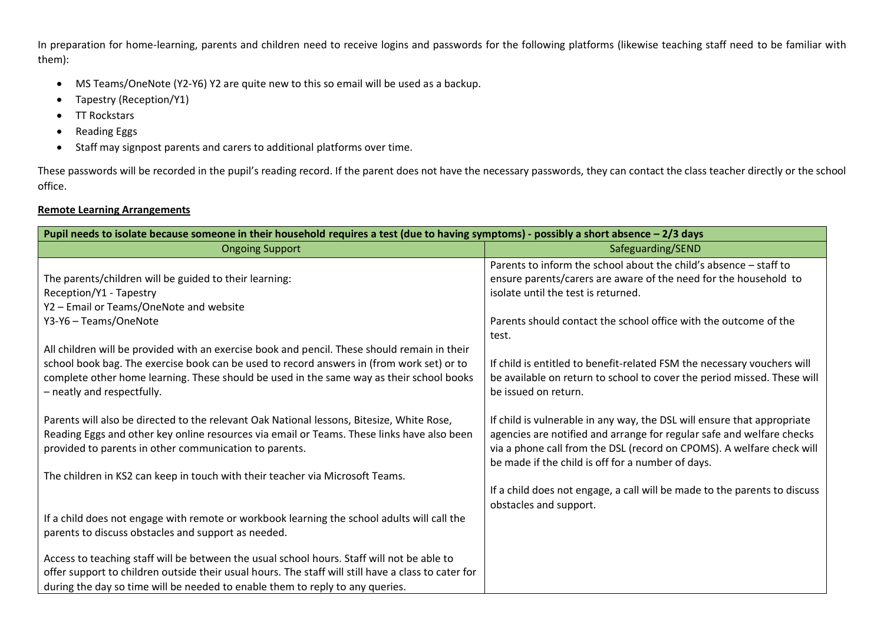In preparation for home-learning, parents and children need to receive logins and passwords for the following platforms (likewise teaching staff need to be familiar with them):

- MS Teams/OneNote (Y2-Y6) Y2 are quite new to this so email will be used as a backup.
- Tapestry (Reception/Y1)
- TT Rockstars
- Reading Eggs
- Staff may signpost parents and carers to additional platforms over time.

These passwords will be recorded in the pupil's reading record. If the parent does not have the necessary passwords, they can contact the class teacher directly or the school office.

**Remote Learning Arrangements**

| **Pupil needs to isolate because someone in their household requires a test (due to having symptoms) - possibly a short absence – 2/3 days** | |
|---|---|
| Ongoing Support | Safeguarding/SEND |
| The parents/children will be guided to their learning:<br>Reception/Y1 - Tapestry<br>Y2 – Email or Teams/OneNote and website<br>Y3-Y6 – Teams/OneNote<br><br>All children will be provided with an exercise book and pencil. These should remain in their school book bag. The exercise book can be used to record answers in (from work set) or to complete other home learning. These should be used in the same way as their school books – neatly and respectfully.<br><br>Parents will also be directed to the relevant Oak National lessons, Bitesize, White Rose, Reading Eggs and other key online resources via email or Teams. These links have also been provided to parents in other communication to parents.<br><br>The children in KS2 can keep in touch with their teacher via Microsoft Teams.<br><br>If a child does not engage with remote or workbook learning the school adults will call the parents to discuss obstacles and support as needed.<br><br>Access to teaching staff will be between the usual school hours. Staff will not be able to offer support to children outside their usual hours. The staff will still have a class to cater for during the day so time will be needed to enable them to reply to any queries. | Parents to inform the school about the child's absence – staff to ensure parents/carers are aware of the need for the household to isolate until the test is returned.<br><br>Parents should contact the school office with the outcome of the test.<br><br>If child is entitled to benefit-related FSM the necessary vouchers will be available on return to school to cover the period missed. These will be issued on return.<br><br>If child is vulnerable in any way, the DSL will ensure that appropriate agencies are notified and arrange for regular safe and welfare checks via a phone call from the DSL (record on CPOMS). A welfare check will be made if the child is off for a number of days.<br><br>If a child does not engage, a call will be made to the parents to discuss obstacles and support. |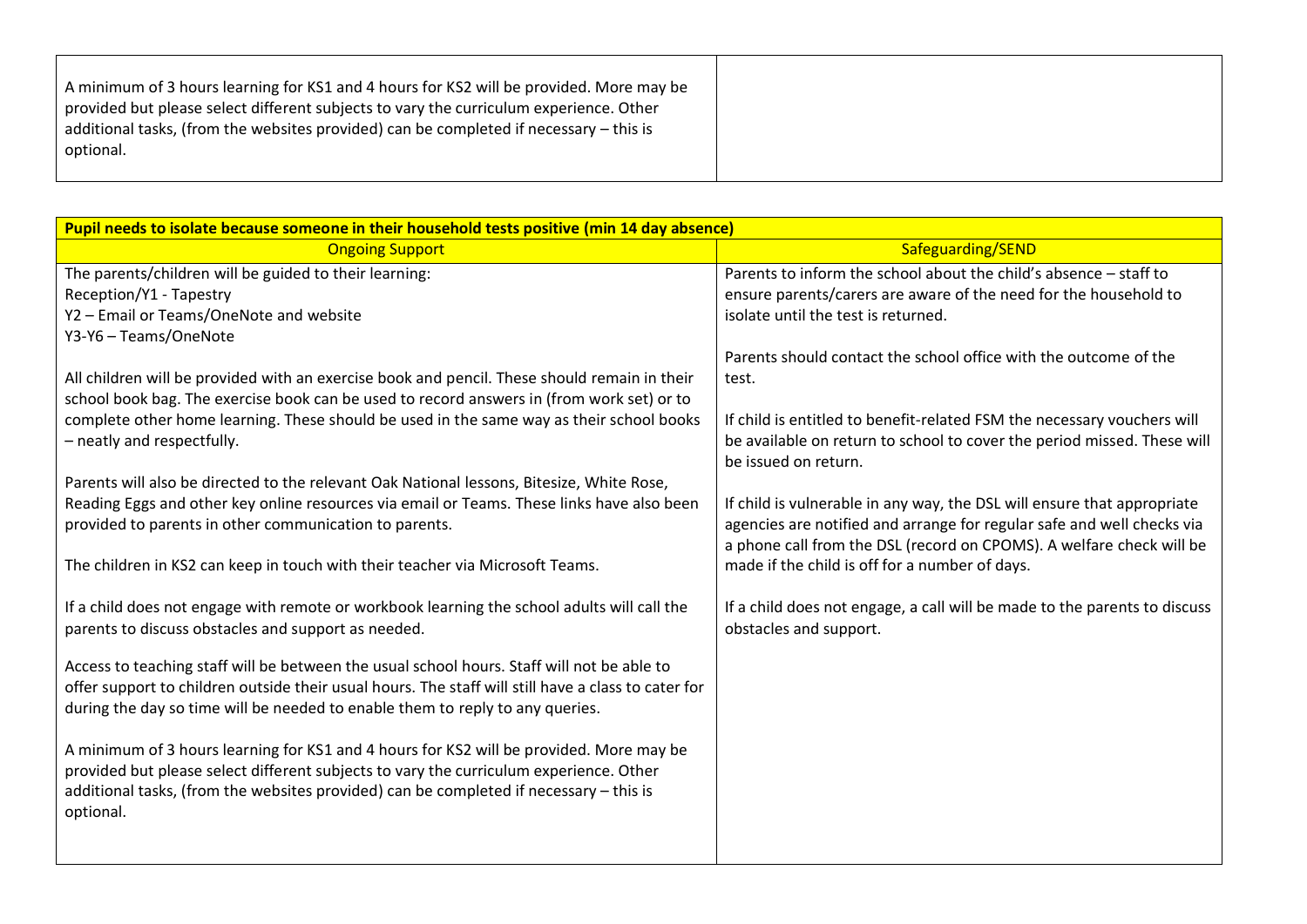| | |
|---|---|
| A minimum of 3 hours learning for KS1 and 4 hours for KS2 will be provided. More may be provided but please select different subjects to vary the curriculum experience. Other additional tasks, (from the websites provided) can be completed if necessary – this is optional. | |

| **Pupil needs to isolate because someone in their household tests positive (min 14 day absence)** | |
|---|---|
| **Ongoing Support** | **Safeguarding/SEND** |
| The parents/children will be guided to their learning:<br>Reception/Y1 - Tapestry<br>Y2 – Email or Teams/OneNote and website<br>Y3-Y6 – Teams/OneNote<br><br>All children will be provided with an exercise book and pencil. These should remain in their school book bag. The exercise book can be used to record answers in (from work set) or to complete other home learning. These should be used in the same way as their school books – neatly and respectfully.<br><br>Parents will also be directed to the relevant Oak National lessons, Bitesize, White Rose, Reading Eggs and other key online resources via email or Teams. These links have also been provided to parents in other communication to parents.<br><br>The children in KS2 can keep in touch with their teacher via Microsoft Teams.<br><br>If a child does not engage with remote or workbook learning the school adults will call the parents to discuss obstacles and support as needed.<br><br>Access to teaching staff will be between the usual school hours. Staff will not be able to offer support to children outside their usual hours. The staff will still have a class to cater for during the day so time will be needed to enable them to reply to any queries.<br><br>A minimum of 3 hours learning for KS1 and 4 hours for KS2 will be provided. More may be provided but please select different subjects to vary the curriculum experience. Other additional tasks, (from the websites provided) can be completed if necessary – this is optional. | Parents to inform the school about the child's absence – staff to ensure parents/carers are aware of the need for the household to isolate until the test is returned.<br><br>Parents should contact the school office with the outcome of the test.<br><br>If child is entitled to benefit-related FSM the necessary vouchers will be available on return to school to cover the period missed. These will be issued on return.<br><br>If child is vulnerable in any way, the DSL will ensure that appropriate agencies are notified and arrange for regular safe and well checks via a phone call from the DSL (record on CPOMS). A welfare check will be made if the child is off for a number of days.<br><br>If a child does not engage, a call will be made to the parents to discuss obstacles and support. |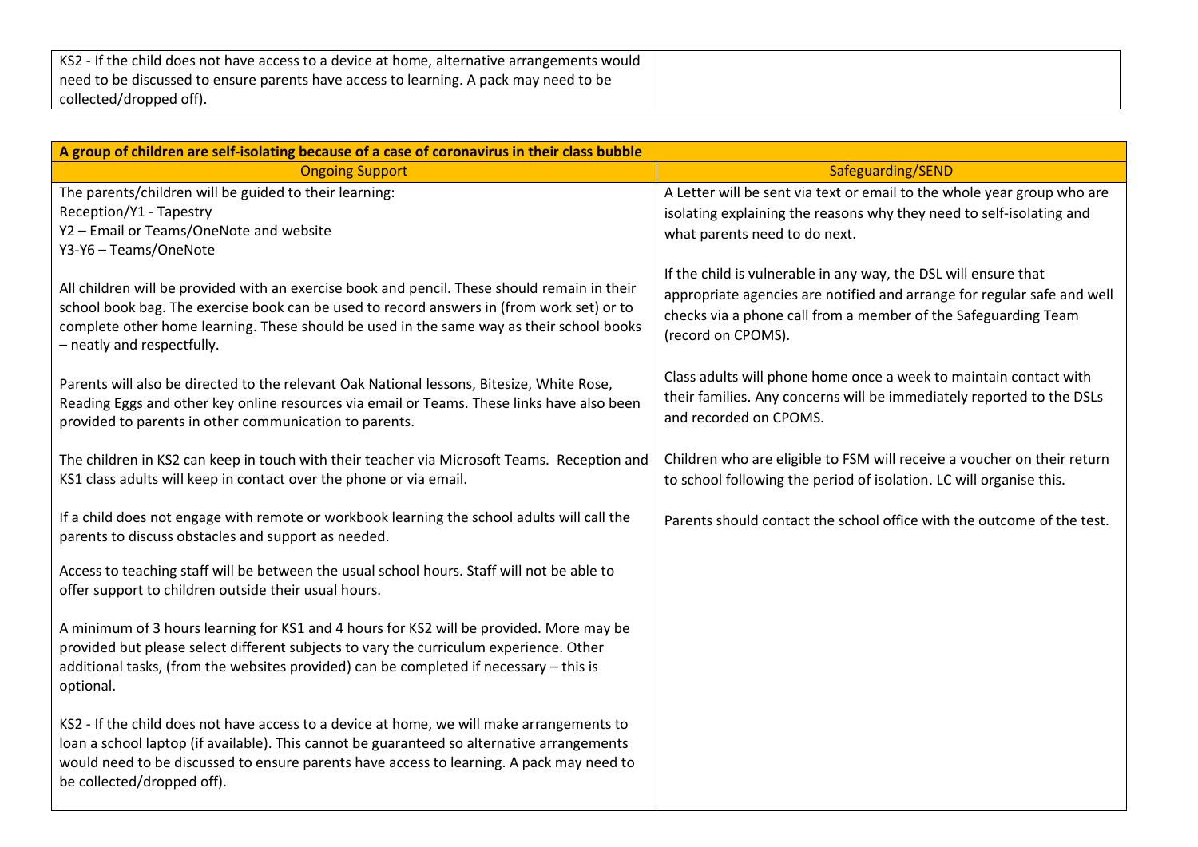| KS2 - If the child does not have access to a device at home, alternative arrangements would need to be discussed to ensure parents have access to learning. A pack may need to be collected/dropped off). | |
|---|---|

| **A group of children are self-isolating because of a case of coronavirus in their class bubble** | |
|---|---|
| Ongoing Support | Safeguarding/SEND |
| The parents/children will be guided to their learning:<br>Reception/Y1 - Tapestry<br>Y2 – Email or Teams/OneNote and website<br>Y3-Y6 – Teams/OneNote<br><br>All children will be provided with an exercise book and pencil. These should remain in their school book bag. The exercise book can be used to record answers in (from work set) or to complete other home learning. These should be used in the same way as their school books – neatly and respectfully.<br><br>Parents will also be directed to the relevant Oak National lessons, Bitesize, White Rose, Reading Eggs and other key online resources via email or Teams. These links have also been provided to parents in other communication to parents.<br><br>The children in KS2 can keep in touch with their teacher via Microsoft Teams. Reception and KS1 class adults will keep in contact over the phone or via email.<br><br>If a child does not engage with remote or workbook learning the school adults will call the parents to discuss obstacles and support as needed.<br><br>Access to teaching staff will be between the usual school hours. Staff will not be able to offer support to children outside their usual hours.<br><br>A minimum of 3 hours learning for KS1 and 4 hours for KS2 will be provided. More may be provided but please select different subjects to vary the curriculum experience. Other additional tasks, (from the websites provided) can be completed if necessary – this is optional.<br><br>KS2 - If the child does not have access to a device at home, we will make arrangements to loan a school laptop (if available). This cannot be guaranteed so alternative arrangements would need to be discussed to ensure parents have access to learning. A pack may need to be collected/dropped off). | A Letter will be sent via text or email to the whole year group who are isolating explaining the reasons why they need to self-isolating and what parents need to do next.<br><br>If the child is vulnerable in any way, the DSL will ensure that appropriate agencies are notified and arrange for regular safe and well checks via a phone call from a member of the Safeguarding Team (record on CPOMS).<br><br>Class adults will phone home once a week to maintain contact with their families. Any concerns will be immediately reported to the DSLs and recorded on CPOMS.<br><br>Children who are eligible to FSM will receive a voucher on their return to school following the period of isolation. LC will organise this.<br><br>Parents should contact the school office with the outcome of the test. |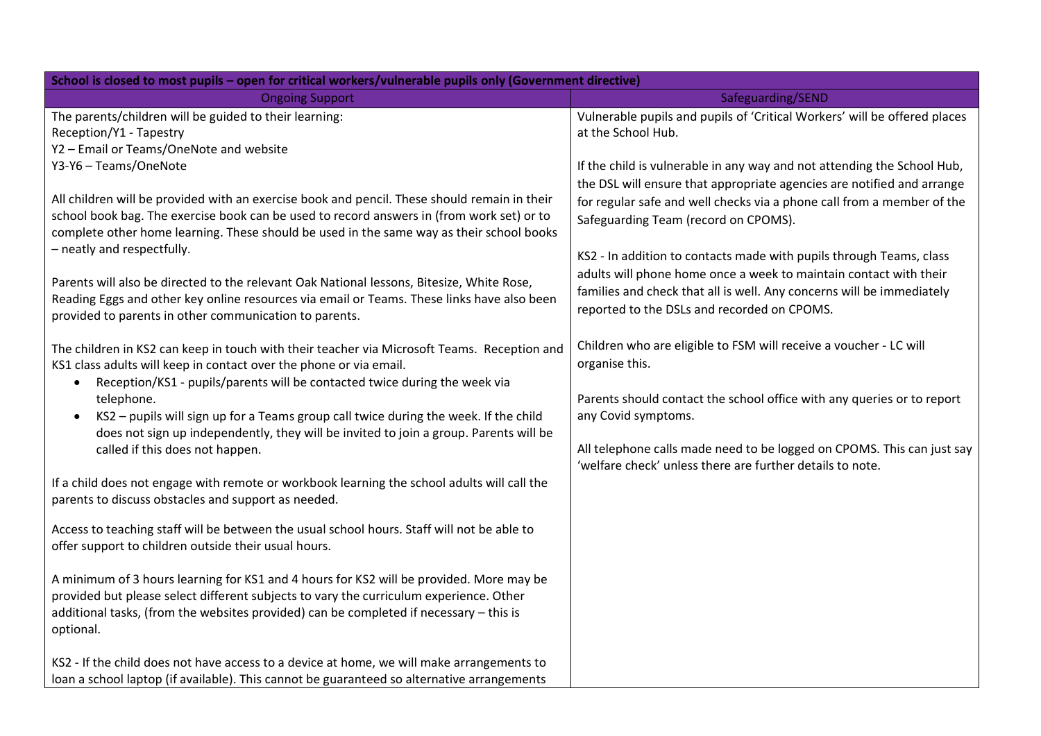| School is closed to most pupils – open for critical workers/vulnerable pupils only (Government directive) | |
|---|---|
| Ongoing Support | Safeguarding/SEND |
| The parents/children will be guided to their learning:<br>Reception/Y1 - Tapestry<br>Y2 – Email or Teams/OneNote and website<br>Y3-Y6 – Teams/OneNote<br><br>All children will be provided with an exercise book and pencil. These should remain in their school book bag. The exercise book can be used to record answers in (from work set) or to complete other home learning. These should be used in the same way as their school books – neatly and respectfully.<br><br>Parents will also be directed to the relevant Oak National lessons, Bitesize, White Rose, Reading Eggs and other key online resources via email or Teams. These links have also been provided to parents in other communication to parents.<br><br>The children in KS2 can keep in touch with their teacher via Microsoft Teams. Reception and KS1 class adults will keep in contact over the phone or via email.<br>• Reception/KS1 - pupils/parents will be contacted twice during the week via telephone.<br>• KS2 – pupils will sign up for a Teams group call twice during the week. If the child does not sign up independently, they will be invited to join a group. Parents will be called if this does not happen.<br><br>If a child does not engage with remote or workbook learning the school adults will call the parents to discuss obstacles and support as needed.<br><br>Access to teaching staff will be between the usual school hours. Staff will not be able to offer support to children outside their usual hours.<br><br>A minimum of 3 hours learning for KS1 and 4 hours for KS2 will be provided. More may be provided but please select different subjects to vary the curriculum experience. Other additional tasks, (from the websites provided) can be completed if necessary – this is optional.<br><br>KS2 - If the child does not have access to a device at home, we will make arrangements to loan a school laptop (if available). This cannot be guaranteed so alternative arrangements | Vulnerable pupils and pupils of 'Critical Workers' will be offered places at the School Hub.<br><br>If the child is vulnerable in any way and not attending the School Hub, the DSL will ensure that appropriate agencies are notified and arrange for regular safe and well checks via a phone call from a member of the Safeguarding Team (record on CPOMS).<br><br>KS2 - In addition to contacts made with pupils through Teams, class adults will phone home once a week to maintain contact with their families and check that all is well. Any concerns will be immediately reported to the DSLs and recorded on CPOMS.<br><br>Children who are eligible to FSM will receive a voucher - LC will organise this.<br><br>Parents should contact the school office with any queries or to report any Covid symptoms.<br><br>All telephone calls made need to be logged on CPOMS. This can just say 'welfare check' unless there are further details to note. |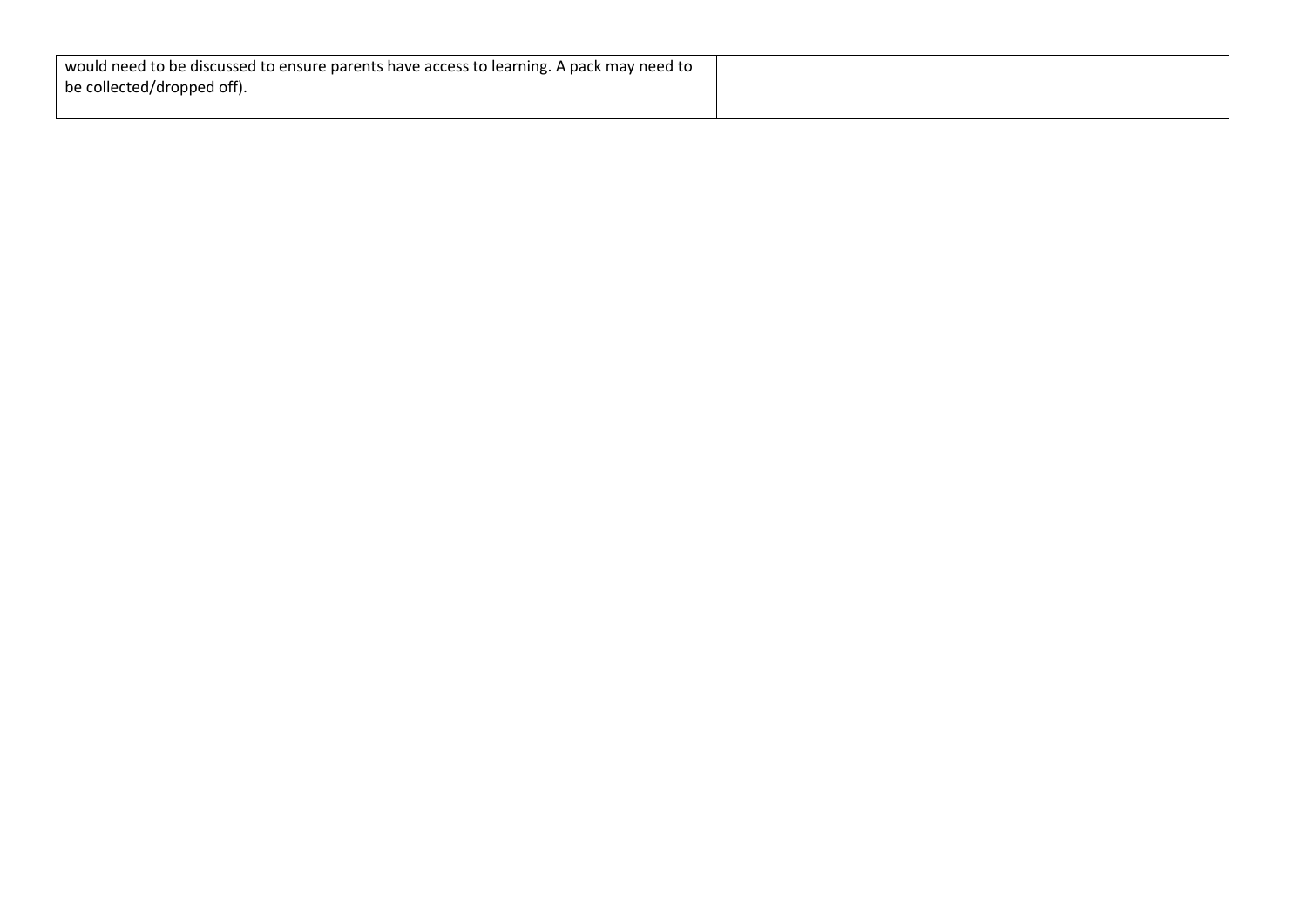| | |
|---|---|
| would need to be discussed to ensure parents have access to learning. A pack may need to be collected/dropped off). | |